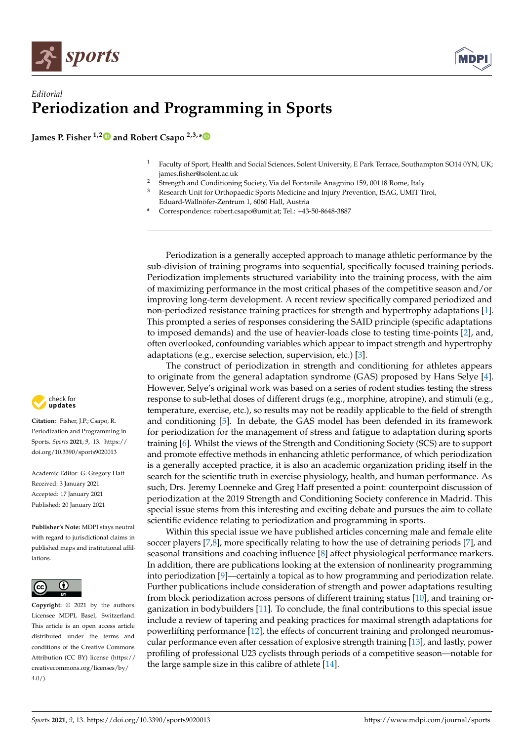*Editorial*

# Periodization and Programming in Sports

**James P. Fisher [1,2] and Robert Csapo [2,3,*]**

[1] Faculty of Sport, Health and Social Sciences, Solent University, E Park Terrace, Southampton SO14 0YN, UK; james.fisher@solent.ac.uk
[2] Strength and Conditioning Society, Via del Fontanile Anagnino 159, 00118 Rome, Italy
[3] Research Unit for Orthopaedic Sports Medicine and Injury Prevention, ISAG, UMIT Tirol, Eduard-Wallnöfer-Zentrum 1, 6060 Hall, Austria
\* Correspondence: robert.csapo@umit.at; Tel.: +43-50-8648-3887

**Citation:** Fisher, J.P.; Csapo, R. Periodization and Programming in Sports. *Sports* **2021**, *9*, 13. https://doi.org/10.3390/sports9020013

Academic Editor: G. Gregory Haff
Received: 3 January 2021
Accepted: 17 January 2021
Published: 20 January 2021

**Publisher's Note:** MDPI stays neutral with regard to jurisdictional claims in published maps and institutional affiliations.

**Copyright:** © 2021 by the authors. Licensee MDPI, Basel, Switzerland. This article is an open access article distributed under the terms and conditions of the Creative Commons Attribution (CC BY) license (https://creativecommons.org/licenses/by/4.0/).

Periodization is a generally accepted approach to manage athletic performance by the sub-division of training programs into sequential, specifically focused training periods. Periodization implements structured variability into the training process, with the aim of maximizing performance in the most critical phases of the competitive season and/or improving long-term development. A recent review specifically compared periodized and non-periodized resistance training practices for strength and hypertrophy adaptations [1]. This prompted a series of responses considering the SAID principle (specific adaptations to imposed demands) and the use of heavier-loads close to testing time-points [2], and, often overlooked, confounding variables which appear to impact strength and hypertrophy adaptations (e.g., exercise selection, supervision, etc.) [3].

The construct of periodization in strength and conditioning for athletes appears to originate from the general adaptation syndrome (GAS) proposed by Hans Selye [4]. However, Selye's original work was based on a series of rodent studies testing the stress response to sub-lethal doses of different drugs (e.g., morphine, atropine), and stimuli (e.g., temperature, exercise, etc.), so results may not be readily applicable to the field of strength and conditioning [5]. In debate, the GAS model has been defended in its framework for periodization for the management of stress and fatigue to adaptation during sports training [6]. Whilst the views of the Strength and Conditioning Society (SCS) are to support and promote effective methods in enhancing athletic performance, of which periodization is a generally accepted practice, it is also an academic organization priding itself in the search for the scientific truth in exercise physiology, health, and human performance. As such, Drs. Jeremy Loenneke and Greg Haff presented a point: counterpoint discussion of periodization at the 2019 Strength and Conditioning Society conference in Madrid. This special issue stems from this interesting and exciting debate and pursues the aim to collate scientific evidence relating to periodization and programming in sports.

Within this special issue we have published articles concerning male and female elite soccer players [7,8], more specifically relating to how the use of detraining periods [7], and seasonal transitions and coaching influence [8] affect physiological performance markers. In addition, there are publications looking at the extension of nonlinearity programming into periodization [9]—certainly a topical as to how programming and periodization relate. Further publications include consideration of strength and power adaptations resulting from block periodization across persons of different training status [10], and training organization in bodybuilders [11]. To conclude, the final contributions to this special issue include a review of tapering and peaking practices for maximal strength adaptations for powerlifting performance [12], the effects of concurrent training and prolonged neuromuscular performance even after cessation of explosive strength training [13], and lastly, power profiling of professional U23 cyclists through periods of a competitive season—notable for the large sample size in this calibre of athlete [14].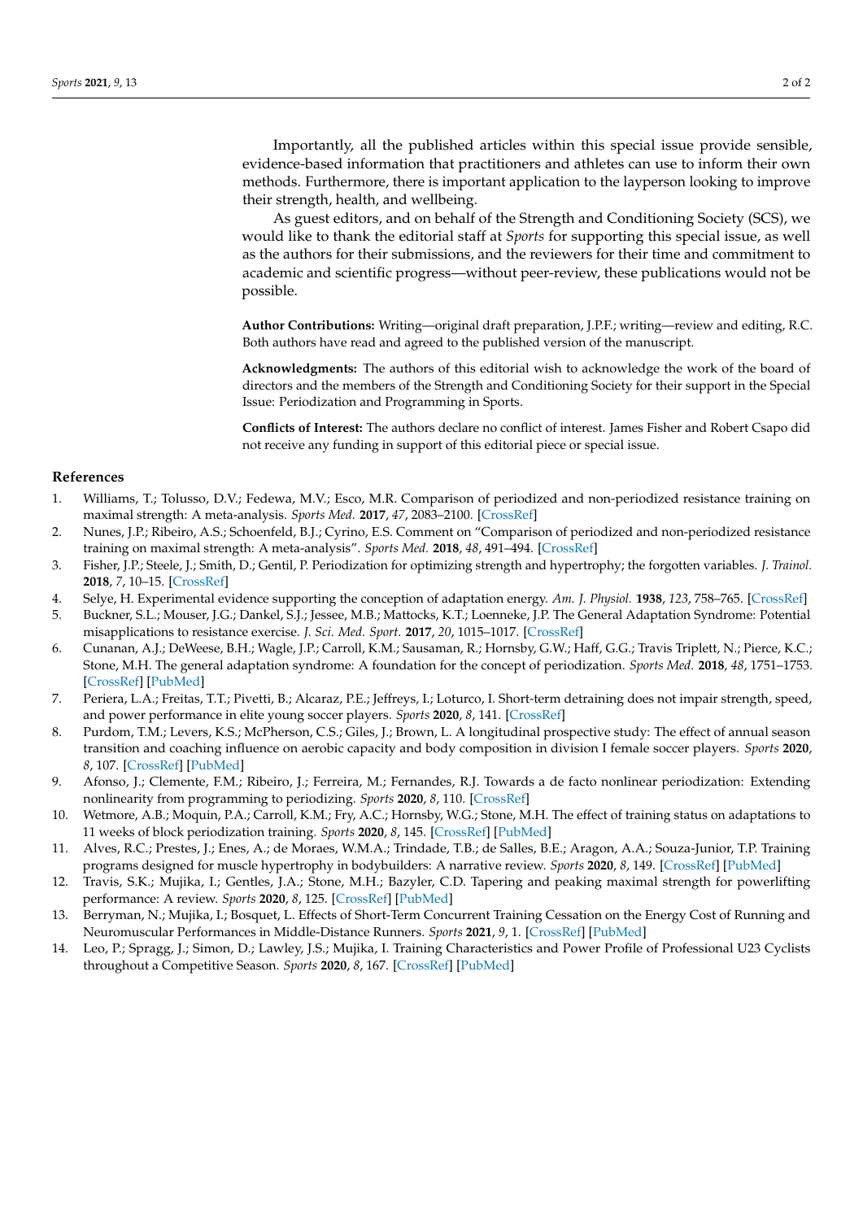Importantly, all the published articles within this special issue provide sensible, evidence-based information that practitioners and athletes can use to inform their own methods. Furthermore, there is important application to the layperson looking to improve their strength, health, and wellbeing.

As guest editors, and on behalf of the Strength and Conditioning Society (SCS), we would like to thank the editorial staff at *Sports* for supporting this special issue, as well as the authors for their submissions, and the reviewers for their time and commitment to academic and scientific progress—without peer-review, these publications would not be possible.

**Author Contributions:** Writing—original draft preparation, J.P.F.; writing—review and editing, R.C. Both authors have read and agreed to the published version of the manuscript.

**Acknowledgments:** The authors of this editorial wish to acknowledge the work of the board of directors and the members of the Strength and Conditioning Society for their support in the Special Issue: Periodization and Programming in Sports.

**Conflicts of Interest:** The authors declare no conflict of interest. James Fisher and Robert Csapo did not receive any funding in support of this editorial piece or special issue.

## References

1. Williams, T.; Tolusso, D.V.; Fedewa, M.V.; Esco, M.R. Comparison of periodized and non-periodized resistance training on maximal strength: A meta-analysis. *Sports Med.* **2017**, *47*, 2083–2100. [CrossRef]
2. Nunes, J.P.; Ribeiro, A.S.; Schoenfeld, B.J.; Cyrino, E.S. Comment on "Comparison of periodized and non-periodized resistance training on maximal strength: A meta-analysis". *Sports Med.* **2018**, *48*, 491–494. [CrossRef]
3. Fisher, J.P.; Steele, J.; Smith, D.; Gentil, P. Periodization for optimizing strength and hypertrophy; the forgotten variables. *J. Trainol.* **2018**, *7*, 10–15. [CrossRef]
4. Selye, H. Experimental evidence supporting the conception of adaptation energy. *Am. J. Physiol.* **1938**, *123*, 758–765. [CrossRef]
5. Buckner, S.L.; Mouser, J.G.; Dankel, S.J.; Jessee, M.B.; Mattocks, K.T.; Loenneke, J.P. The General Adaptation Syndrome: Potential misapplications to resistance exercise. *J. Sci. Med. Sport.* **2017**, *20*, 1015–1017. [CrossRef]
6. Cunanan, A.J.; DeWeese, B.H.; Wagle, J.P.; Carroll, K.M.; Sausaman, R.; Hornsby, G.W.; Haff, G.G.; Travis Triplett, N.; Pierce, K.C.; Stone, M.H. The general adaptation syndrome: A foundation for the concept of periodization. *Sports Med.* **2018**, *48*, 1751–1753. [CrossRef] [PubMed]
7. Periera, L.A.; Freitas, T.T.; Pivetti, B.; Alcaraz, P.E.; Jeffreys, I.; Loturco, I. Short-term detraining does not impair strength, speed, and power performance in elite young soccer players. *Sports* **2020**, *8*, 141. [CrossRef]
8. Purdom, T.M.; Levers, K.S.; McPherson, C.S.; Giles, J.; Brown, L. A longitudinal prospective study: The effect of annual season transition and coaching influence on aerobic capacity and body composition in division I female soccer players. *Sports* **2020**, *8*, 107. [CrossRef] [PubMed]
9. Afonso, J.; Clemente, F.M.; Ribeiro, J.; Ferreira, M.; Fernandes, R.J. Towards a de facto nonlinear periodization: Extending nonlinearity from programming to periodizing. *Sports* **2020**, *8*, 110. [CrossRef]
10. Wetmore, A.B.; Moquin, P.A.; Carroll, K.M.; Fry, A.C.; Hornsby, W.G.; Stone, M.H. The effect of training status on adaptations to 11 weeks of block periodization training. *Sports* **2020**, *8*, 145. [CrossRef] [PubMed]
11. Alves, R.C.; Prestes, J.; Enes, A.; de Moraes, W.M.A.; Trindade, T.B.; de Salles, B.E.; Aragon, A.A.; Souza-Junior, T.P. Training programs designed for muscle hypertrophy in bodybuilders: A narrative review. *Sports* **2020**, *8*, 149. [CrossRef] [PubMed]
12. Travis, S.K.; Mujika, I.; Gentles, J.A.; Stone, M.H.; Bazyler, C.D. Tapering and peaking maximal strength for powerlifting performance: A review. *Sports* **2020**, *8*, 125. [CrossRef] [PubMed]
13. Berryman, N.; Mujika, I.; Bosquet, L. Effects of Short-Term Concurrent Training Cessation on the Energy Cost of Running and Neuromuscular Performances in Middle-Distance Runners. *Sports* **2021**, *9*, 1. [CrossRef] [PubMed]
14. Leo, P.; Spragg, J.; Simon, D.; Lawley, J.S.; Mujika, I. Training Characteristics and Power Profile of Professional U23 Cyclists throughout a Competitive Season. *Sports* **2020**, *8*, 167. [CrossRef] [PubMed]